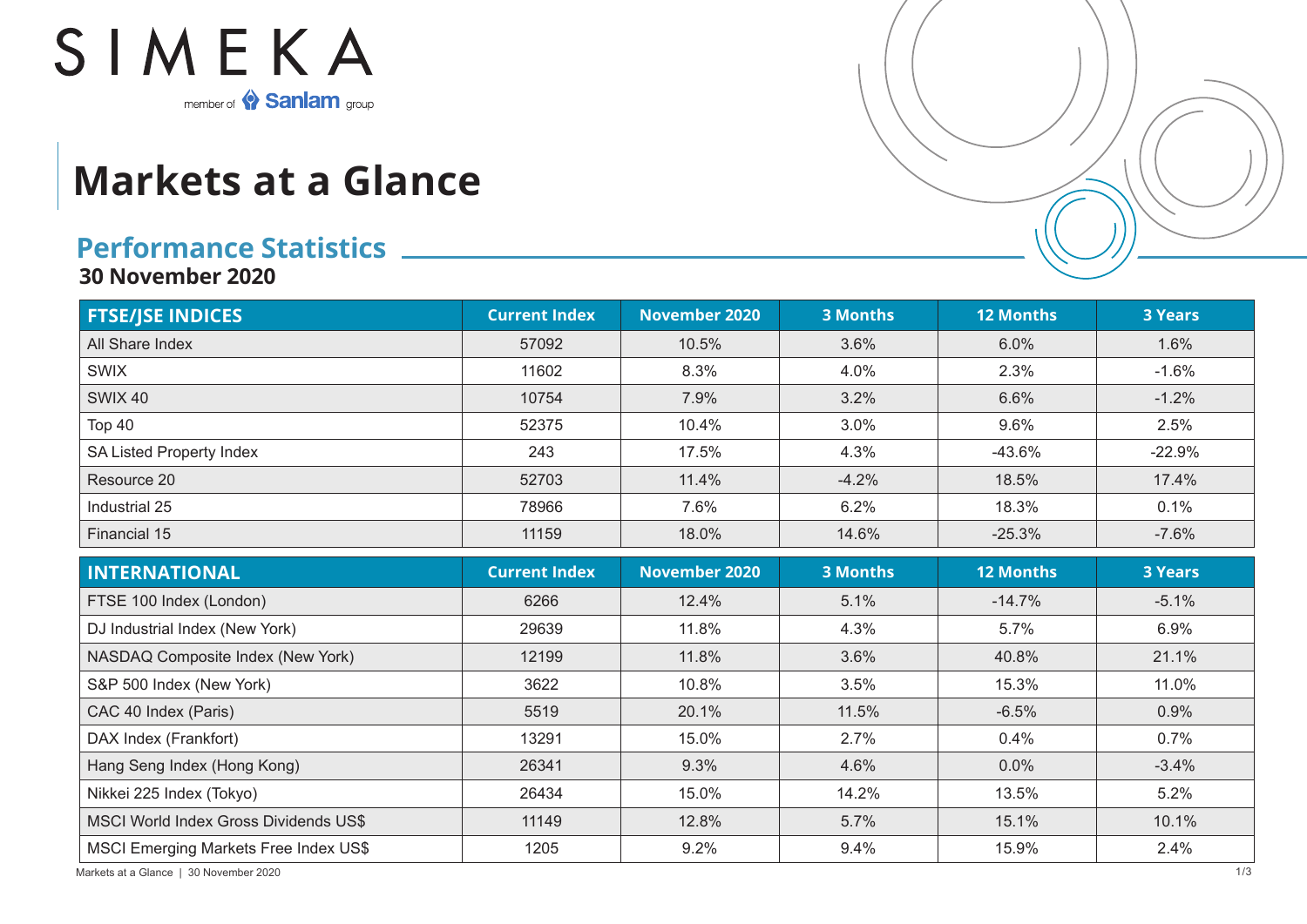SIMEKA

member of Sanlam group

# Markets at a Glance

## Performance Statistics

**30 November 2020**

| FTSE/JSE INDICES | Current Index | November 2020 | 3 Months | 12 Months | 3 Years |
|---|---|---|---|---|---|
| All Share Index | 57092 | 10.5% | 3.6% | 6.0% | 1.6% |
| SWIX | 11602 | 8.3% | 4.0% | 2.3% | -1.6% |
| SWIX 40 | 10754 | 7.9% | 3.2% | 6.6% | -1.2% |
| Top 40 | 52375 | 10.4% | 3.0% | 9.6% | 2.5% |
| SA Listed Property Index | 243 | 17.5% | 4.3% | -43.6% | -22.9% |
| Resource 20 | 52703 | 11.4% | -4.2% | 18.5% | 17.4% |
| Industrial 25 | 78966 | 7.6% | 6.2% | 18.3% | 0.1% |
| Financial 15 | 11159 | 18.0% | 14.6% | -25.3% | -7.6% |

| INTERNATIONAL | Current Index | November 2020 | 3 Months | 12 Months | 3 Years |
|---|---|---|---|---|---|
| FTSE 100 Index (London) | 6266 | 12.4% | 5.1% | -14.7% | -5.1% |
| DJ Industrial Index (New York) | 29639 | 11.8% | 4.3% | 5.7% | 6.9% |
| NASDAQ Composite Index (New York) | 12199 | 11.8% | 3.6% | 40.8% | 21.1% |
| S&P 500 Index (New York) | 3622 | 10.8% | 3.5% | 15.3% | 11.0% |
| CAC 40 Index (Paris) | 5519 | 20.1% | 11.5% | -6.5% | 0.9% |
| DAX Index (Frankfort) | 13291 | 15.0% | 2.7% | 0.4% | 0.7% |
| Hang Seng Index (Hong Kong) | 26341 | 9.3% | 4.6% | 0.0% | -3.4% |
| Nikkei 225 Index (Tokyo) | 26434 | 15.0% | 14.2% | 13.5% | 5.2% |
| MSCI World Index Gross Dividends US$ | 11149 | 12.8% | 5.7% | 15.1% | 10.1% |
| MSCI Emerging Markets Free Index US$ | 1205 | 9.2% | 9.4% | 15.9% | 2.4% |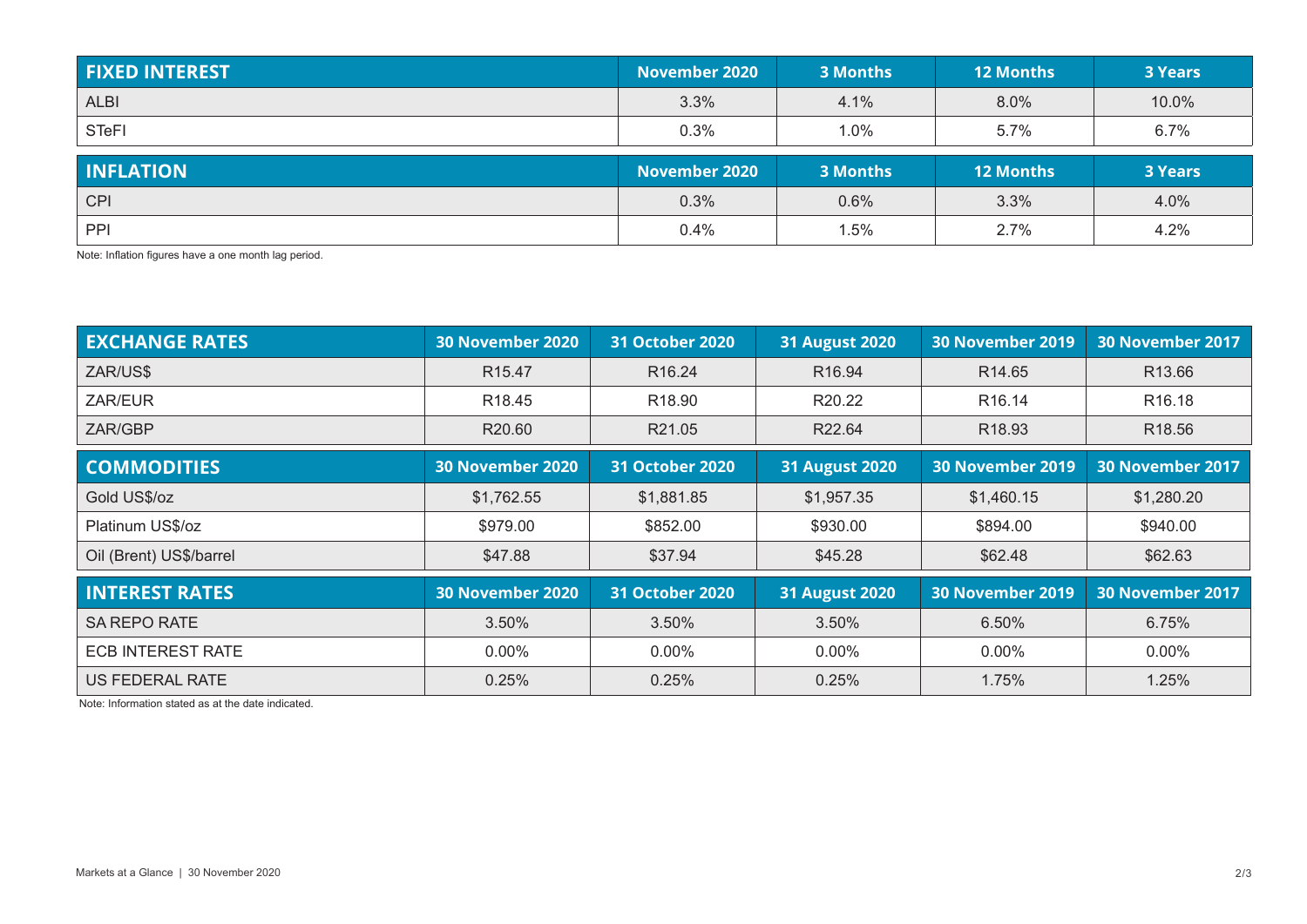| FIXED INTEREST | November 2020 | 3 Months | 12 Months | 3 Years |
| --- | --- | --- | --- | --- |
| ALBI | 3.3% | 4.1% | 8.0% | 10.0% |
| STeFI | 0.3% | 1.0% | 5.7% | 6.7% |

| INFLATION | November 2020 | 3 Months | 12 Months | 3 Years |
| --- | --- | --- | --- | --- |
| CPI | 0.3% | 0.6% | 3.3% | 4.0% |
| PPI | 0.4% | 1.5% | 2.7% | 4.2% |

Note: Inflation figures have a one month lag period.

| EXCHANGE RATES | 30 November 2020 | 31 October 2020 | 31 August 2020 | 30 November 2019 | 30 November 2017 |
| --- | --- | --- | --- | --- | --- |
| ZAR/US$ | R15.47 | R16.24 | R16.94 | R14.65 | R13.66 |
| ZAR/EUR | R18.45 | R18.90 | R20.22 | R16.14 | R16.18 |
| ZAR/GBP | R20.60 | R21.05 | R22.64 | R18.93 | R18.56 |

| COMMODITIES | 30 November 2020 | 31 October 2020 | 31 August 2020 | 30 November 2019 | 30 November 2017 |
| --- | --- | --- | --- | --- | --- |
| Gold US$/oz | $1,762.55 | $1,881.85 | $1,957.35 | $1,460.15 | $1,280.20 |
| Platinum US$/oz | $979.00 | $852.00 | $930.00 | $894.00 | $940.00 |
| Oil (Brent) US$/barrel | $47.88 | $37.94 | $45.28 | $62.48 | $62.63 |

| INTEREST RATES | 30 November 2020 | 31 October 2020 | 31 August 2020 | 30 November 2019 | 30 November 2017 |
| --- | --- | --- | --- | --- | --- |
| SA REPO RATE | 3.50% | 3.50% | 3.50% | 6.50% | 6.75% |
| ECB INTEREST RATE | 0.00% | 0.00% | 0.00% | 0.00% | 0.00% |
| US FEDERAL RATE | 0.25% | 0.25% | 0.25% | 1.75% | 1.25% |

Note: Information stated as at the date indicated.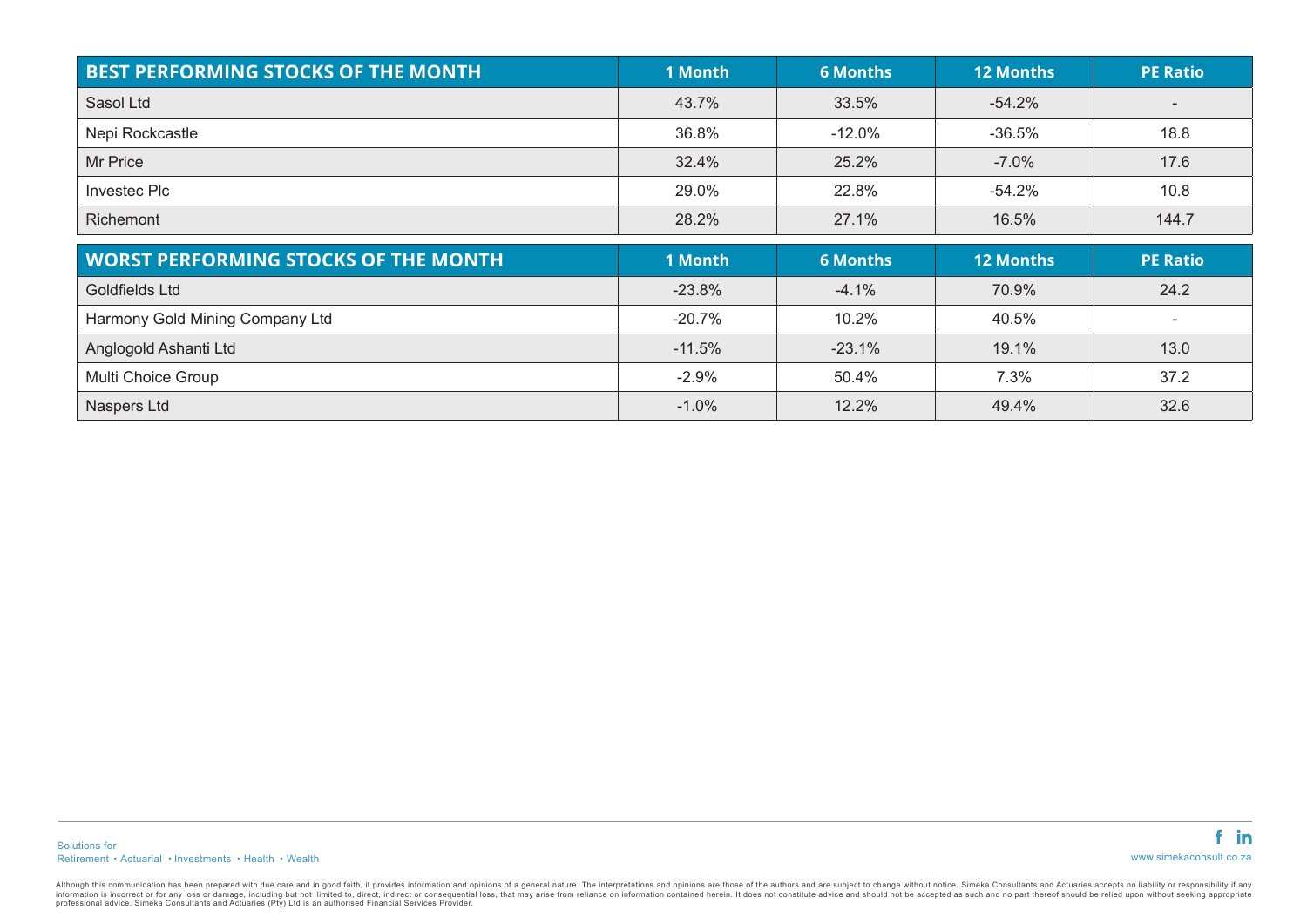| BEST PERFORMING STOCKS OF THE MONTH | 1 Month | 6 Months | 12 Months | PE Ratio |
|---|---|---|---|---|
| Sasol Ltd | 43.7% | 33.5% | -54.2% | - |
| Nepi Rockcastle | 36.8% | -12.0% | -36.5% | 18.8 |
| Mr Price | 32.4% | 25.2% | -7.0% | 17.6 |
| Investec Plc | 29.0% | 22.8% | -54.2% | 10.8 |
| Richemont | 28.2% | 27.1% | 16.5% | 144.7 |

| WORST PERFORMING STOCKS OF THE MONTH | 1 Month | 6 Months | 12 Months | PE Ratio |
|---|---|---|---|---|
| Goldfields Ltd | -23.8% | -4.1% | 70.9% | 24.2 |
| Harmony Gold Mining Company Ltd | -20.7% | 10.2% | 40.5% | - |
| Anglogold Ashanti Ltd | -11.5% | -23.1% | 19.1% | 13.0 |
| Multi Choice Group | -2.9% | 50.4% | 7.3% | 37.2 |
| Naspers Ltd | -1.0% | 12.2% | 49.4% | 32.6 |

Solutions for
Retirement • Actuarial • Investments • Health • Wealth

www.simekaconsult.co.za

Although this communication has been prepared with due care and in good faith, it provides information and opinions of a general nature. The interpretations and opinions are those of the authors and are subject to change without notice. Simeka Consultants and Actuaries accepts no liability or responsibility if any information is incorrect or for any loss or damage, including but not limited to, direct, indirect or consequential loss, that may arise from reliance on information contained herein. It does not constitute advice and should not be accepted as such and no part thereof should be relied upon without seeking appropriate professional advice. Simeka Consultants and Actuaries (Pty) Ltd is an authorised Financial Services Provider.